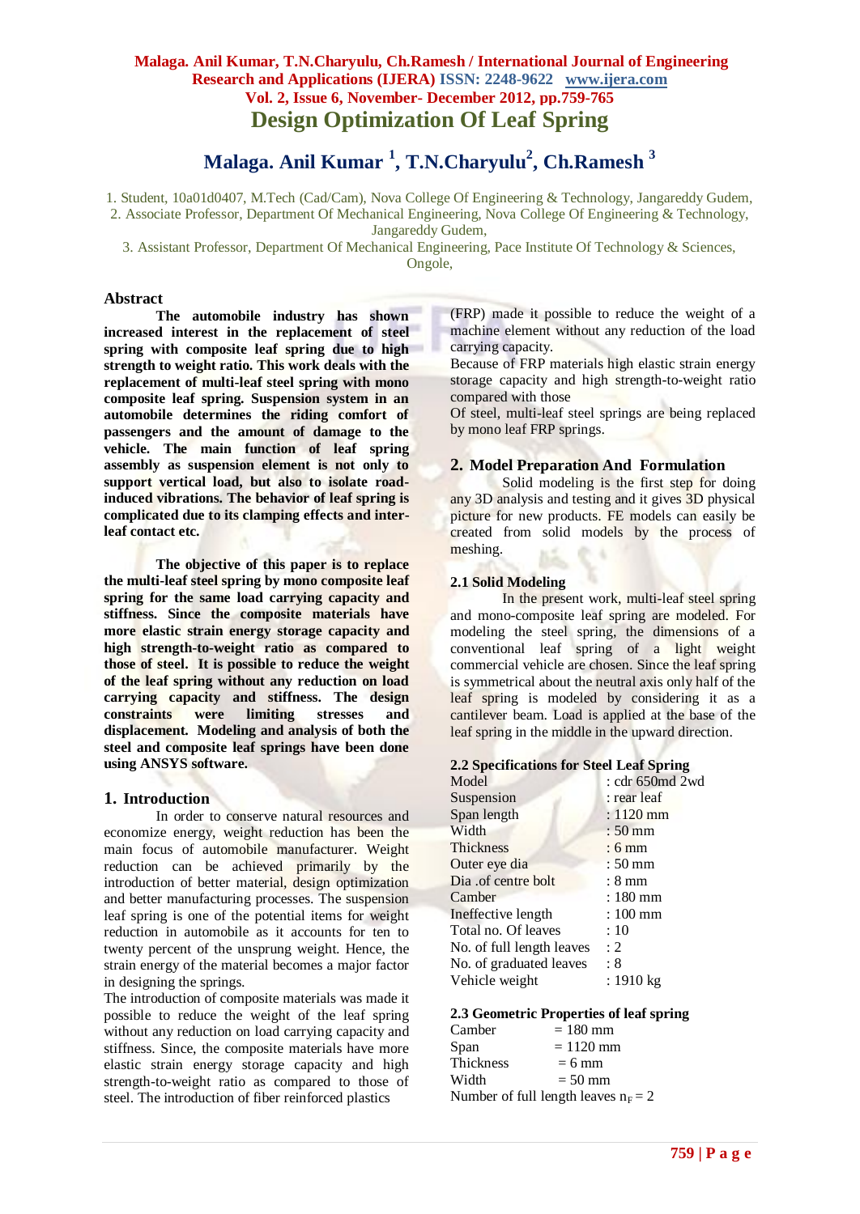# Design Optimization Of Leaf Spring

## Malaga. Anil Kumar [1], T.N.Charyulu[2], Ch.Ramesh [3]

1. Student, 10a01d0407, M.Tech (Cad/Cam), Nova College Of Engineering & Technology, Jangareddy Gudem,
2. Associate Professor, Department Of Mechanical Engineering, Nova College Of Engineering & Technology, Jangareddy Gudem,
3. Assistant Professor, Department Of Mechanical Engineering, Pace Institute Of Technology & Sciences, Ongole,

## Abstract

**The automobile industry has shown increased interest in the replacement of steel spring with composite leaf spring due to high strength to weight ratio. This work deals with the replacement of multi-leaf steel spring with mono composite leaf spring. Suspension system in an automobile determines the riding comfort of passengers and the amount of damage to the vehicle. The main function of leaf spring assembly as suspension element is not only to support vertical load, but also to isolate road-induced vibrations. The behavior of leaf spring is complicated due to its clamping effects and inter-leaf contact etc.**

**The objective of this paper is to replace the multi-leaf steel spring by mono composite leaf spring for the same load carrying capacity and stiffness. Since the composite materials have more elastic strain energy storage capacity and high strength-to-weight ratio as compared to those of steel. It is possible to reduce the weight of the leaf spring without any reduction on load carrying capacity and stiffness. The design constraints were limiting stresses and displacement. Modeling and analysis of both the steel and composite leaf springs have been done using ANSYS software.**

## 1. Introduction

In order to conserve natural resources and economize energy, weight reduction has been the main focus of automobile manufacturer. Weight reduction can be achieved primarily by the introduction of better material, design optimization and better manufacturing processes. The suspension leaf spring is one of the potential items for weight reduction in automobile as it accounts for ten to twenty percent of the unsprung weight. Hence, the strain energy of the material becomes a major factor in designing the springs.

The introduction of composite materials was made it possible to reduce the weight of the leaf spring without any reduction on load carrying capacity and stiffness. Since, the composite materials have more elastic strain energy storage capacity and high strength-to-weight ratio as compared to those of steel. The introduction of fiber reinforced plastics (FRP) made it possible to reduce the weight of a machine element without any reduction of the load carrying capacity.

Because of FRP materials high elastic strain energy storage capacity and high strength-to-weight ratio compared with those

Of steel, multi-leaf steel springs are being replaced by mono leaf FRP springs.

## 2. Model Preparation And Formulation

Solid modeling is the first step for doing any 3D analysis and testing and it gives 3D physical picture for new products. FE models can easily be created from solid models by the process of meshing.

### 2.1 Solid Modeling

In the present work, multi-leaf steel spring and mono-composite leaf spring are modeled. For modeling the steel spring, the dimensions of a conventional leaf spring of a light weight commercial vehicle are chosen. Since the leaf spring is symmetrical about the neutral axis only half of the leaf spring is modeled by considering it as a cantilever beam. Load is applied at the base of the leaf spring in the middle in the upward direction.

### 2.2 Specifications for Steel Leaf Spring

| | |
|---|---|
| Model | : cdr 650md 2wd |
| Suspension | : rear leaf |
| Span length | : 1120 mm |
| Width | : 50 mm |
| Thickness | : 6 mm |
| Outer eye dia | : 50 mm |
| Dia .of centre bolt | : 8 mm |
| Camber | : 180 mm |
| Ineffective length | : 100 mm |
| Total no. Of leaves | : 10 |
| No. of full length leaves | : 2 |
| No. of graduated leaves | : 8 |
| Vehicle weight | : 1910 kg |

### 2.3 Geometric Properties of leaf spring

Camber = 180 mm
Span = 1120 mm
Thickness = 6 mm
Width = 50 mm
Number of full length leaves $n_F = 2$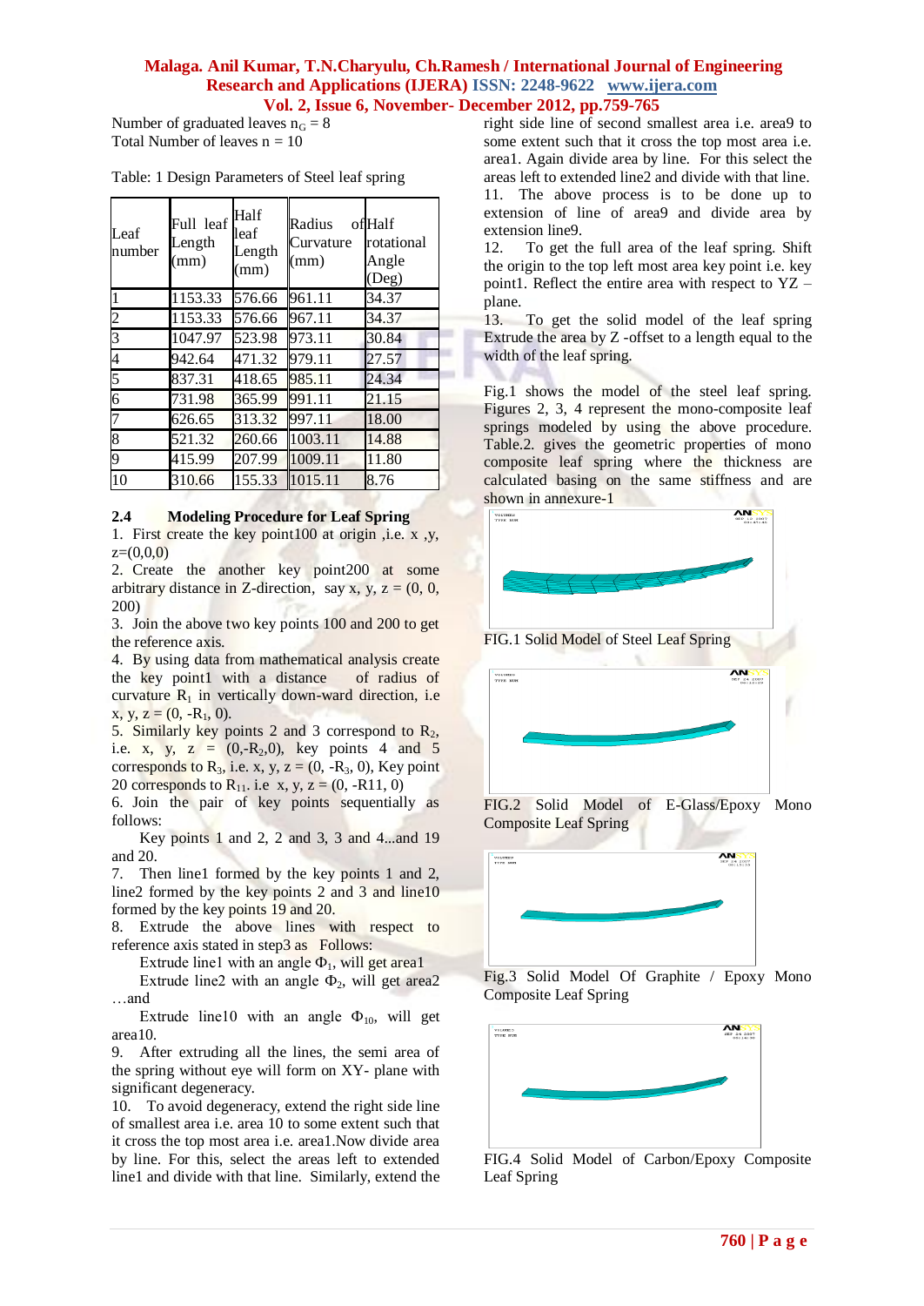Number of graduated leaves $n_G = 8$
Total Number of leaves n = 10

Table: 1 Design Parameters of Steel leaf spring

| Leaf number | Full leaf Length (mm) | Half leaf Length (mm) | Radius of Curvature (mm) | Half rotational Angle (Deg) |
|---|---|---|---|---|
| 1 | 1153.33 | 576.66 | 961.11 | 34.37 |
| 2 | 1153.33 | 576.66 | 967.11 | 34.37 |
| 3 | 1047.97 | 523.98 | 973.11 | 30.84 |
| 4 | 942.64 | 471.32 | 979.11 | 27.57 |
| 5 | 837.31 | 418.65 | 985.11 | 24.34 |
| 6 | 731.98 | 365.99 | 991.11 | 21.15 |
| 7 | 626.65 | 313.32 | 997.11 | 18.00 |
| 8 | 521.32 | 260.66 | 1003.11 | 14.88 |
| 9 | 415.99 | 207.99 | 1009.11 | 11.80 |
| 10 | 310.66 | 155.33 | 1015.11 | 8.76 |

### 2.4 Modeling Procedure for Leaf Spring

1. First create the key point100 at origin ,i.e. x ,y, z=(0,0,0)
2. Create the another key point200 at some arbitrary distance in Z-direction, say x, y, z = (0, 0, 200)
3. Join the above two key points 100 and 200 to get the reference axis.
4. By using data from mathematical analysis create the key point1 with a distance of radius of curvature $R_1$ in vertically down-ward direction, i.e x, y, z = (0, $-R_1$, 0).
5. Similarly key points 2 and 3 correspond to $R_2$, i.e. x, y, z = (0,$-R_2$,0), key points 4 and 5 corresponds to $R_3$, i.e. x, y, z = (0, $-R_3$, 0), Key point 20 corresponds to $R_{11}$. i.e x, y, z = (0, -R11, 0)
6. Join the pair of key points sequentially as follows:

   Key points 1 and 2, 2 and 3, 3 and 4...and 19 and 20.
7. Then line1 formed by the key points 1 and 2, line2 formed by the key points 2 and 3 and line10 formed by the key points 19 and 20.
8. Extrude the above lines with respect to reference axis stated in step3 as Follows:

   Extrude line1 with an angle $\Phi_1$, will get area1

   Extrude line2 with an angle $\Phi_2$, will get area2 …and

   Extrude line10 with an angle $\Phi_{10}$, will get area10.
9. After extruding all the lines, the semi area of the spring without eye will form on XY- plane with significant degeneracy.
10. To avoid degeneracy, extend the right side line of smallest area i.e. area 10 to some extent such that it cross the top most area i.e. area1.Now divide area by line. For this, select the areas left to extended line1 and divide with that line. Similarly, extend the right side line of second smallest area i.e. area9 to some extent such that it cross the top most area i.e. area1. Again divide area by line. For this select the areas left to extended line2 and divide with that line.
11. The above process is to be done up to extension of line of area9 and divide area by extension line9.
12. To get the full area of the leaf spring. Shift the origin to the top left most area key point i.e. key point1. Reflect the entire area with respect to YZ – plane.
13. To get the solid model of the leaf spring Extrude the area by Z -offset to a length equal to the width of the leaf spring.

Fig.1 shows the model of the steel leaf spring. Figures 2, 3, 4 represent the mono-composite leaf springs modeled by using the above procedure. Table.2. gives the geometric properties of mono composite leaf spring where the thickness are calculated basing on the same stiffness and are shown in annexure-1

FIG.1 Solid Model of Steel Leaf Spring

FIG.2 Solid Model of E-Glass/Epoxy Mono Composite Leaf Spring

Fig.3 Solid Model Of Graphite / Epoxy Mono Composite Leaf Spring

FIG.4 Solid Model of Carbon/Epoxy Composite Leaf Spring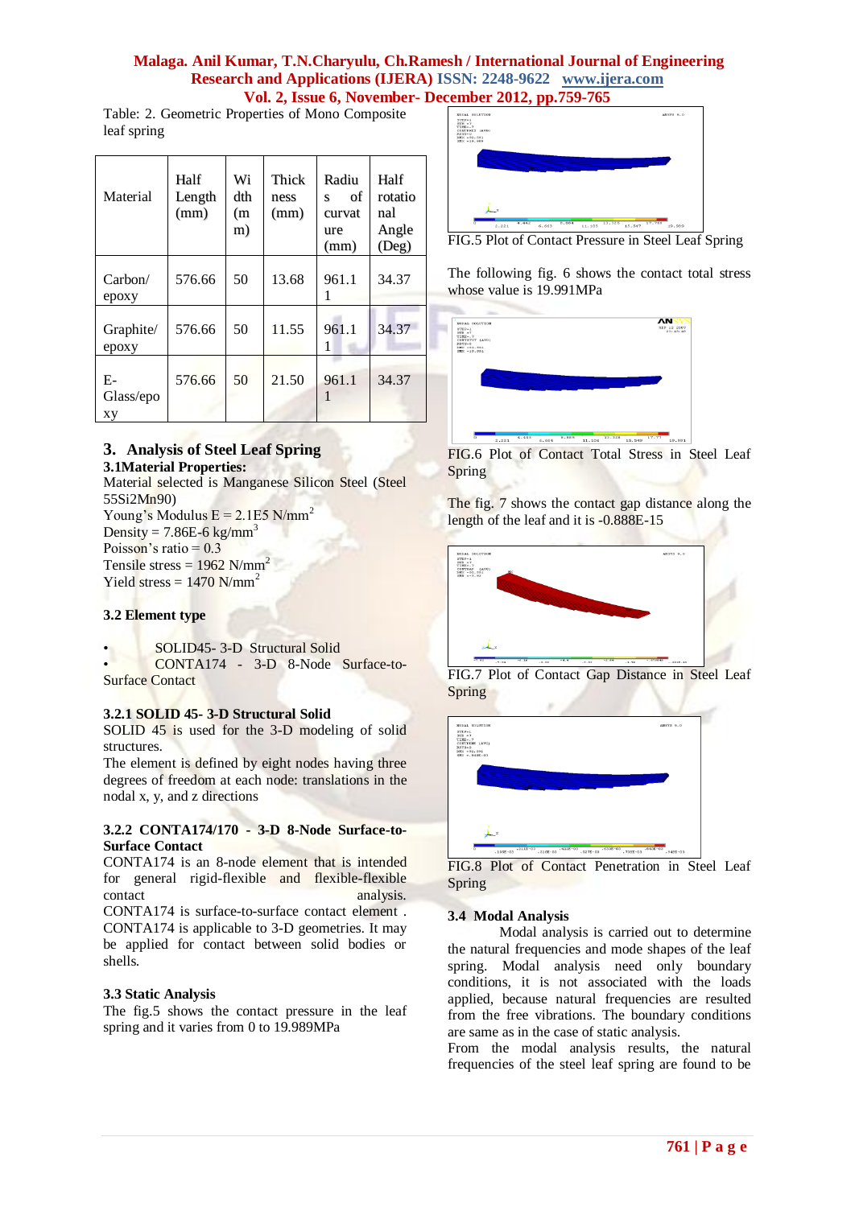Table: 2. Geometric Properties of Mono Composite leaf spring

| Material | Half Length (mm) | Width (mm) | Thickness (mm) | Radius of curvature (mm) | Half rotational Angle (Deg) |
|---|---|---|---|---|---|
| Carbon/ epoxy | 576.66 | 50 | 13.68 | 961.11 | 34.37 |
| Graphite/ epoxy | 576.66 | 50 | 11.55 | 961.11 | 34.37 |
| E-Glass/epoxy | 576.66 | 50 | 21.50 | 961.11 | 34.37 |

## 3. Analysis of Steel Leaf Spring

### 3.1Material Properties:

Material selected is Manganese Silicon Steel (Steel 55Si2Mn90)

Young's Modulus E = 2.1E5 $N/mm^2$

Density = 7.86E-6 $kg/mm^3$

Poisson's ratio = 0.3

Tensile stress = 1962 $N/mm^2$

Yield stress = 1470 $N/mm^2$

### 3.2 Element type

- SOLID45- 3-D Structural Solid
- CONTA174 - 3-D 8-Node Surface-to-Surface Contact

#### 3.2.1 SOLID 45- 3-D Structural Solid

SOLID 45 is used for the 3-D modeling of solid structures.

The element is defined by eight nodes having three degrees of freedom at each node: translations in the nodal x, y, and z directions

#### 3.2.2 CONTA174/170 - 3-D 8-Node Surface-to-Surface Contact

CONTA174 is an 8-node element that is intended for general rigid-flexible and flexible-flexible contact analysis.

CONTA174 is surface-to-surface contact element . CONTA174 is applicable to 3-D geometries. It may be applied for contact between solid bodies or shells.

### 3.3 Static Analysis

The fig.5 shows the contact pressure in the leaf spring and it varies from 0 to 19.989MPa

FIG.5 Plot of Contact Pressure in Steel Leaf Spring

The following fig. 6 shows the contact total stress whose value is 19.991MPa

FIG.6 Plot of Contact Total Stress in Steel Leaf Spring

The fig. 7 shows the contact gap distance along the length of the leaf and it is -0.888E-15

FIG.7 Plot of Contact Gap Distance in Steel Leaf Spring

FIG.8 Plot of Contact Penetration in Steel Leaf Spring

### 3.4 Modal Analysis

Modal analysis is carried out to determine the natural frequencies and mode shapes of the leaf spring. Modal analysis need only boundary conditions, it is not associated with the loads applied, because natural frequencies are resulted from the free vibrations. The boundary conditions are same as in the case of static analysis.

From the modal analysis results, the natural frequencies of the steel leaf spring are found to be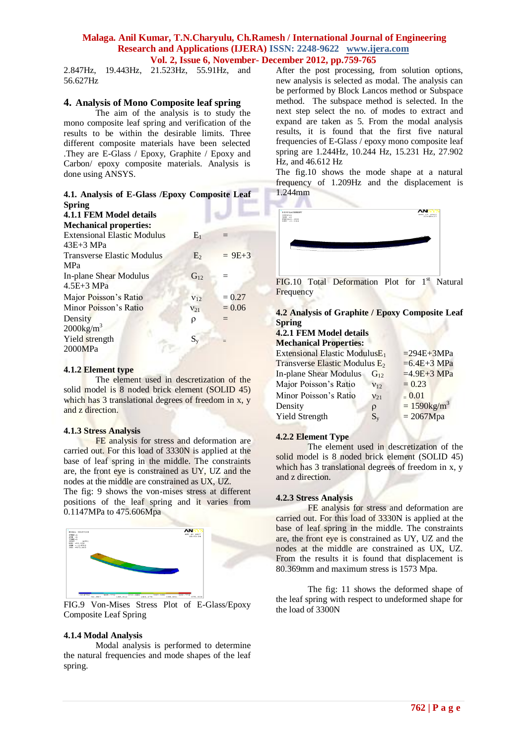2.847Hz, 19.443Hz, 21.523Hz, 55.91Hz, and 56.627Hz

## 4. Analysis of Mono Composite leaf spring

The aim of the analysis is to study the mono composite leaf spring and verification of the results to be within the desirable limits. Three different composite materials have been selected .They are E-Glass / Epoxy, Graphite / Epoxy and Carbon/ epoxy composite materials. Analysis is done using ANSYS.

### 4.1. Analysis of E-Glass /Epoxy Composite Leaf Spring

#### 4.1.1 FEM Model details

**Mechanical properties:**

| | | |
|---|---|---|
| Extensional Elastic Modulus | $E_1$ | = 43E+3 MPa |
| Transverse Elastic Modulus | $E_2$ | = 9E+3 MPa |
| In-plane Shear Modulus | $G_{12}$ | = 4.5E+3 MPa |
| Major Poisson's Ratio | $\nu_{12}$ | = 0.27 |
| Minor Poisson's Ratio | $\nu_{21}$ | = 0.06 |
| Density | $\rho$ | = 2000kg/m$^3$ |
| Yield strength | $S_y$ | = 2000MPa |

#### 4.1.2 Element type

The element used in descretization of the solid model is 8 noded brick element (SOLID 45) which has 3 translational degrees of freedom in x, y and z direction.

#### 4.1.3 Stress Analysis

FE analysis for stress and deformation are carried out. For this load of 3330N is applied at the base of leaf spring in the middle. The constraints are, the front eye is constrained as UY, UZ and the nodes at the middle are constrained as UX, UZ.

The fig: 9 shows the von-mises stress at different positions of the leaf spring and it varies from 0.1147MPa to 475.606Mpa

FIG.9 Von-Mises Stress Plot of E-Glass/Epoxy Composite Leaf Spring

#### 4.1.4 Modal Analysis

Modal analysis is performed to determine the natural frequencies and mode shapes of the leaf spring.

After the post processing, from solution options, new analysis is selected as modal. The analysis can be performed by Block Lancos method or Subspace method. The subspace method is selected. In the next step select the no. of modes to extract and expand are taken as 5. From the modal analysis results, it is found that the first five natural frequencies of E-Glass / epoxy mono composite leaf spring are 1.244Hz, 10.244 Hz, 15.231 Hz, 27.902 Hz, and 46.612 Hz

The fig.10 shows the mode shape at a natural frequency of 1.209Hz and the displacement is 1.244mm

FIG.10 Total Deformation Plot for 1[st] Natural Frequency

### 4.2 Analysis of Graphite / Epoxy Composite Leaf Spring

#### 4.2.1 FEM Model details

**Mechanical Properties:**

| | | |
|---|---|---|
| Extensional Elastic Modulus | $E_1$ | =294E+3MPa |
| Transverse Elastic Modulus | $E_2$ | =6.4E+3 MPa |
| In-plane Shear Modulus | $G_{12}$ | =4.9E+3 MPa |
| Major Poisson's Ratio | $\nu_{12}$ | = 0.23 |
| Minor Poisson's Ratio | $\nu_{21}$ | = 0.01 |
| Density | $\rho$ | = 1590kg/m$^3$ |
| Yield Strength | $S_y$ | = 2067Mpa |

#### 4.2.2 Element Type

The element used in descretization of the solid model is 8 noded brick element (SOLID 45) which has 3 translational degrees of freedom in x, y and z direction.

#### 4.2.3 Stress Analysis

FE analysis for stress and deformation are carried out. For this load of 3330N is applied at the base of leaf spring in the middle. The constraints are, the front eye is constrained as UY, UZ and the nodes at the middle are constrained as UX, UZ. From the results it is found that displacement is 80.369mm and maximum stress is 1573 Mpa.

The fig: 11 shows the deformed shape of the leaf spring with respect to undeformed shape for the load of 3300N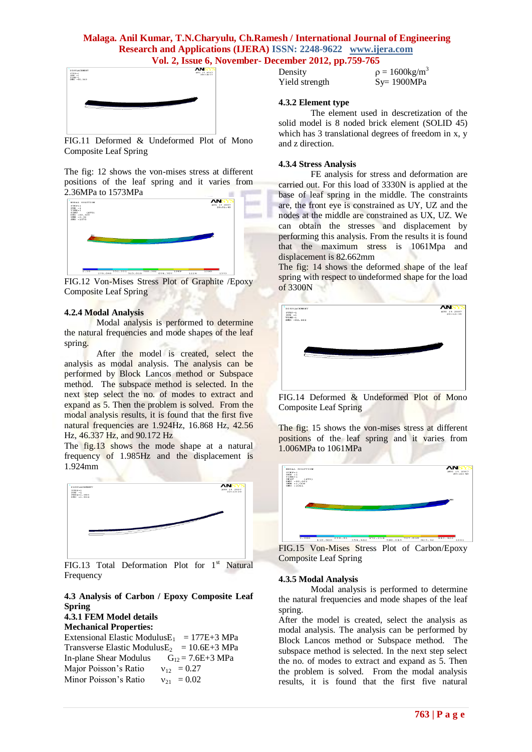FIG.11 Deformed & Undeformed Plot of Mono Composite Leaf Spring

The fig: 12 shows the von-mises stress at different positions of the leaf spring and it varies from 2.36MPa to 1573MPa

FIG.12 Von-Mises Stress Plot of Graphite /Epoxy Composite Leaf Spring

### 4.2.4 Modal Analysis

Modal analysis is performed to determine the natural frequencies and mode shapes of the leaf spring.

After the model is created, select the analysis as modal analysis. The analysis can be performed by Block Lancos method or Subspace method. The subspace method is selected. In the next step select the no. of modes to extract and expand as 5. Then the problem is solved. From the modal analysis results, it is found that the first five natural frequencies are 1.924Hz, 16.868 Hz, 42.56 Hz, 46.337 Hz, and 90.172 Hz

The fig.13 shows the mode shape at a natural frequency of 1.985Hz and the displacement is 1.924mm

FIG.13 Total Deformation Plot for 1st Natural Frequency

## 4.3 Analysis of Carbon / Epoxy Composite Leaf Spring

### 4.3.1 FEM Model details

**Mechanical Properties:**

Extensional Elastic Modulus $E_1$ = 177E+3 MPa
Transverse Elastic Modulus $E_2$ = 10.6E+3 MPa
In-plane Shear Modulus $G_{12}$ = 7.6E+3 MPa
Major Poisson's Ratio $\nu_{12}$ = 0.27
Minor Poisson's Ratio $\nu_{21}$ = 0.02
Density $\rho$ = 1600kg/m$^3$
Yield strength Sy= 1900MPa

### 4.3.2 Element type

The element used in descretization of the solid model is 8 noded brick element (SOLID 45) which has 3 translational degrees of freedom in x, y and z direction.

### 4.3.4 Stress Analysis

FE analysis for stress and deformation are carried out. For this load of 3330N is applied at the base of leaf spring in the middle. The constraints are, the front eye is constrained as UY, UZ and the nodes at the middle are constrained as UX, UZ. We can obtain the stresses and displacement by performing this analysis. From the results it is found that the maximum stress is 1061Mpa and displacement is 82.662mm

The fig: 14 shows the deformed shape of the leaf spring with respect to undeformed shape for the load of 3300N

FIG.14 Deformed & Undeformed Plot of Mono Composite Leaf Spring

The fig: 15 shows the von-mises stress at different positions of the leaf spring and it varies from 1.006MPa to 1061MPa

FIG.15 Von-Mises Stress Plot of Carbon/Epoxy Composite Leaf Spring

### 4.3.5 Modal Analysis

Modal analysis is performed to determine the natural frequencies and mode shapes of the leaf spring.

After the model is created, select the analysis as modal analysis. The analysis can be performed by Block Lancos method or Subspace method. The subspace method is selected. In the next step select the no. of modes to extract and expand as 5. Then the problem is solved. From the modal analysis results, it is found that the first five natural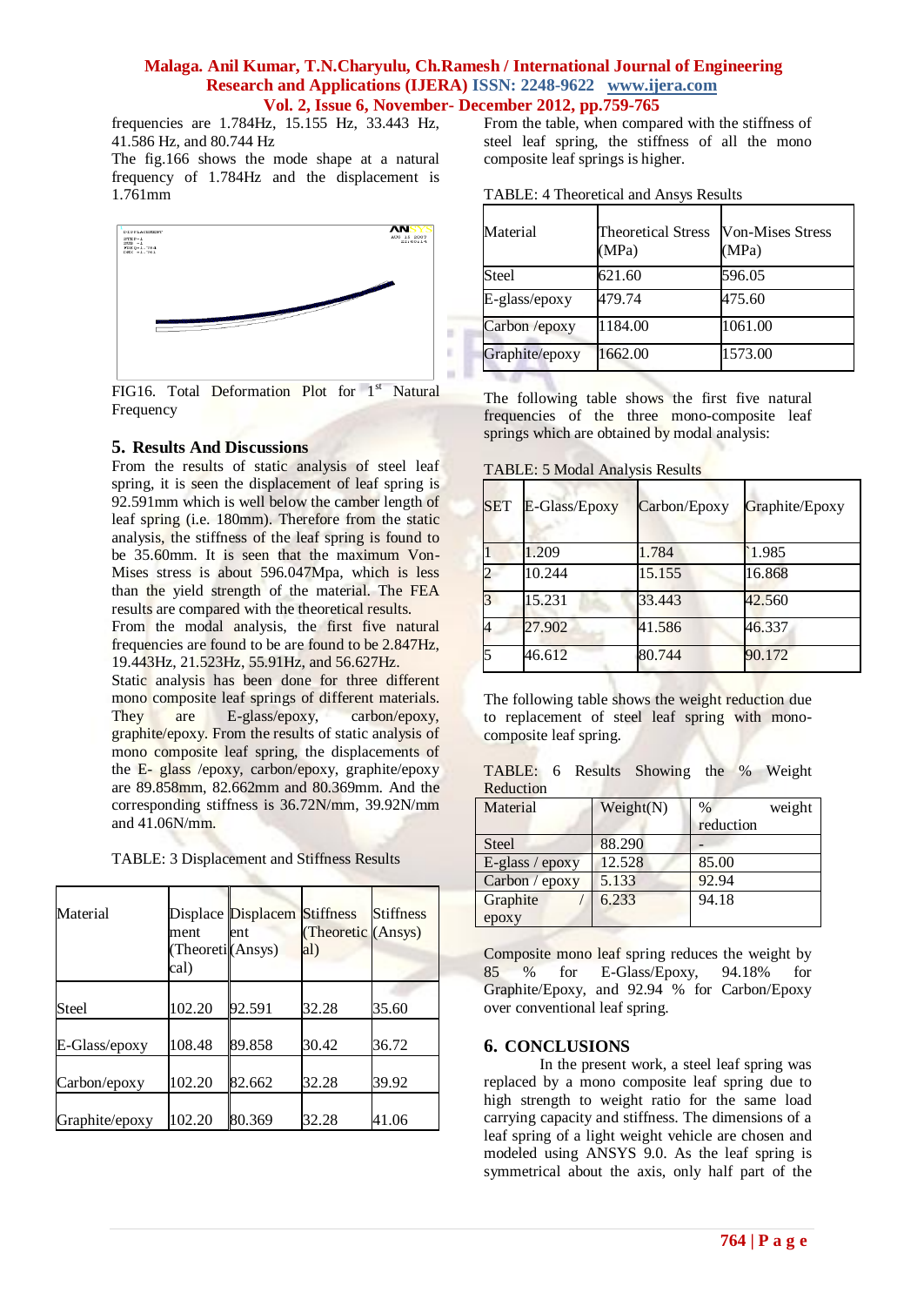frequencies are 1.784Hz, 15.155 Hz, 33.443 Hz, 41.586 Hz, and 80.744 Hz

The fig.166 shows the mode shape at a natural frequency of 1.784Hz and the displacement is 1.761mm

FIG16. Total Deformation Plot for 1st Natural Frequency

## 5. Results And Discussions

From the results of static analysis of steel leaf spring, it is seen the displacement of leaf spring is 92.591mm which is well below the camber length of leaf spring (i.e. 180mm). Therefore from the static analysis, the stiffness of the leaf spring is found to be 35.60mm. It is seen that the maximum Von-Mises stress is about 596.047Mpa, which is less than the yield strength of the material. The FEA results are compared with the theoretical results.

From the modal analysis, the first five natural frequencies are found to be are found to be 2.847Hz, 19.443Hz, 21.523Hz, 55.91Hz, and 56.627Hz.

Static analysis has been done for three different mono composite leaf springs of different materials. They are E-glass/epoxy, carbon/epoxy, graphite/epoxy. From the results of static analysis of mono composite leaf spring, the displacements of the E- glass /epoxy, carbon/epoxy, graphite/epoxy are 89.858mm, 82.662mm and 80.369mm. And the corresponding stiffness is 36.72N/mm, 39.92N/mm and 41.06N/mm.

TABLE: 3 Displacement and Stiffness Results

| Material | Displacement (Theoretical) | Displacement (Ansys) | Stiffness (Theoretical) | Stiffness (Ansys) |
|---|---|---|---|---|
| Steel | 102.20 | 92.591 | 32.28 | 35.60 |
| E-Glass/epoxy | 108.48 | 89.858 | 30.42 | 36.72 |
| Carbon/epoxy | 102.20 | 82.662 | 32.28 | 39.92 |
| Graphite/epoxy | 102.20 | 80.369 | 32.28 | 41.06 |

From the table, when compared with the stiffness of steel leaf spring, the stiffness of all the mono composite leaf springs is higher.

TABLE: 4 Theoretical and Ansys Results

| Material | Theoretical Stress (MPa) | Von-Mises Stress (MPa) |
|---|---|---|
| Steel | 621.60 | 596.05 |
| E-glass/epoxy | 479.74 | 475.60 |
| Carbon /epoxy | 1184.00 | 1061.00 |
| Graphite/epoxy | 1662.00 | 1573.00 |

The following table shows the first five natural frequencies of the three mono-composite leaf springs which are obtained by modal analysis:

TABLE: 5 Modal Analysis Results

| SET | E-Glass/Epoxy | Carbon/Epoxy | Graphite/Epoxy |
|---|---|---|---|
| 1 | 1.209 | 1.784 | 1.985 |
| 2 | 10.244 | 15.155 | 16.868 |
| 3 | 15.231 | 33.443 | 42.560 |
| 4 | 27.902 | 41.586 | 46.337 |
| 5 | 46.612 | 80.744 | 90.172 |

The following table shows the weight reduction due to replacement of steel leaf spring with mono-composite leaf spring.

TABLE: 6 Results Showing the % Weight Reduction

| Material | Weight(N) | % weight reduction |
|---|---|---|
| Steel | 88.290 | - |
| E-glass / epoxy | 12.528 | 85.00 |
| Carbon / epoxy | 5.133 | 92.94 |
| Graphite / epoxy | 6.233 | 94.18 |

Composite mono leaf spring reduces the weight by 85 % for E-Glass/Epoxy, 94.18% for Graphite/Epoxy, and 92.94 % for Carbon/Epoxy over conventional leaf spring.

## 6. CONCLUSIONS

In the present work, a steel leaf spring was replaced by a mono composite leaf spring due to high strength to weight ratio for the same load carrying capacity and stiffness. The dimensions of a leaf spring of a light weight vehicle are chosen and modeled using ANSYS 9.0. As the leaf spring is symmetrical about the axis, only half part of the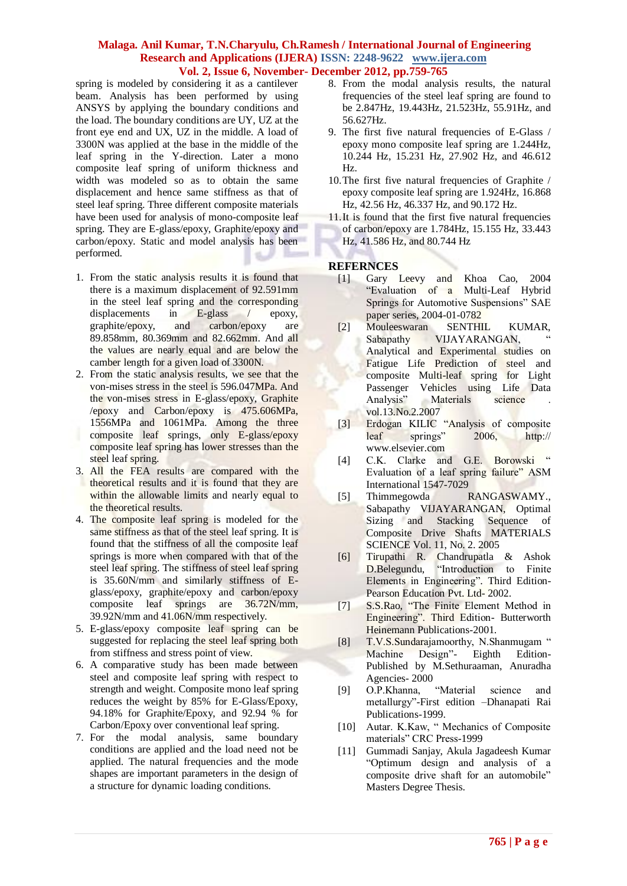spring is modeled by considering it as a cantilever beam. Analysis has been performed by using ANSYS by applying the boundary conditions and the load. The boundary conditions are UY, UZ at the front eye end and UX, UZ in the middle. A load of 3300N was applied at the base in the middle of the leaf spring in the Y-direction. Later a mono composite leaf spring of uniform thickness and width was modeled so as to obtain the same displacement and hence same stiffness as that of steel leaf spring. Three different composite materials have been used for analysis of mono-composite leaf spring. They are E-glass/epoxy, Graphite/epoxy and carbon/epoxy. Static and model analysis has been performed.

1. From the static analysis results it is found that there is a maximum displacement of 92.591mm in the steel leaf spring and the corresponding displacements in E-glass / epoxy, graphite/epoxy, and carbon/epoxy are 89.858mm, 80.369mm and 82.662mm. And all the values are nearly equal and are below the camber length for a given load of 3300N.
2. From the static analysis results, we see that the von-mises stress in the steel is 596.047MPa. And the von-mises stress in E-glass/epoxy, Graphite /epoxy and Carbon/epoxy is 475.606MPa, 1556MPa and 1061MPa. Among the three composite leaf springs, only E-glass/epoxy composite leaf spring has lower stresses than the steel leaf spring.
3. All the FEA results are compared with the theoretical results and it is found that they are within the allowable limits and nearly equal to the theoretical results.
4. The composite leaf spring is modeled for the same stiffness as that of the steel leaf spring. It is found that the stiffness of all the composite leaf springs is more when compared with that of the steel leaf spring. The stiffness of steel leaf spring is 35.60N/mm and similarly stiffness of E-glass/epoxy, graphite/epoxy and carbon/epoxy composite leaf springs are 36.72N/mm, 39.92N/mm and 41.06N/mm respectively.
5. E-glass/epoxy composite leaf spring can be suggested for replacing the steel leaf spring both from stiffness and stress point of view.
6. A comparative study has been made between steel and composite leaf spring with respect to strength and weight. Composite mono leaf spring reduces the weight by 85% for E-Glass/Epoxy, 94.18% for Graphite/Epoxy, and 92.94 % for Carbon/Epoxy over conventional leaf spring.
7. For the modal analysis, same boundary conditions are applied and the load need not be applied. The natural frequencies and the mode shapes are important parameters in the design of a structure for dynamic loading conditions.
8. From the modal analysis results, the natural frequencies of the steel leaf spring are found to be 2.847Hz, 19.443Hz, 21.523Hz, 55.91Hz, and 56.627Hz.
9. The first five natural frequencies of E-Glass / epoxy mono composite leaf spring are 1.244Hz, 10.244 Hz, 15.231 Hz, 27.902 Hz, and 46.612 Hz.
10. The first five natural frequencies of Graphite / epoxy composite leaf spring are 1.924Hz, 16.868 Hz, 42.56 Hz, 46.337 Hz, and 90.172 Hz.
11. It is found that the first five natural frequencies of carbon/epoxy are 1.784Hz, 15.155 Hz, 33.443 Hz, 41.586 Hz, and 80.744 Hz

## REFERNCES

[1] Gary Leevy and Khoa Cao, 2004 "Evaluation of a Multi-Leaf Hybrid Springs for Automotive Suspensions" SAE paper series, 2004-01-0782

[2] Mouleeswaran SENTHIL KUMAR, Sabapathy VIJAYARANGAN, " Analytical and Experimental studies on Fatigue Life Prediction of steel and composite Multi-leaf spring for Light Passenger Vehicles using Life Data Analysis" Materials science . vol.13.No.2.2007

[3] Erdogan KILIC "Analysis of composite leaf springs" 2006, http:// www.elsevier.com

[4] C.K. Clarke and G.E. Borowski " Evaluation of a leaf spring failure" ASM International 1547-7029

[5] Thimmegowda RANGASWAMY., Sabapathy VIJAYARANGAN, Optimal Sizing and Stacking Sequence of Composite Drive Shafts MATERIALS SCIENCE Vol. 11, No. 2. 2005

[6] Tirupathi R. Chandrupatla & Ashok D.Belegundu, "Introduction to Finite Elements in Engineering". Third Edition- Pearson Education Pvt. Ltd- 2002.

[7] S.S.Rao, "The Finite Element Method in Engineering". Third Edition- Butterworth Heinemann Publications-2001.

[8] T.V.S.Sundarajamoorthy, N.Shanmugam " Machine Design"- Eighth Edition- Published by M.Sethuraaman, Anuradha Agencies- 2000

[9] O.P.Khanna, "Material science and metallurgy"-First edition –Dhanapati Rai Publications-1999.

[10] Autar. K.Kaw, " Mechanics of Composite materials" CRC Press-1999

[11] Gummadi Sanjay, Akula Jagadeesh Kumar "Optimum design and analysis of a composite drive shaft for an automobile" Masters Degree Thesis.